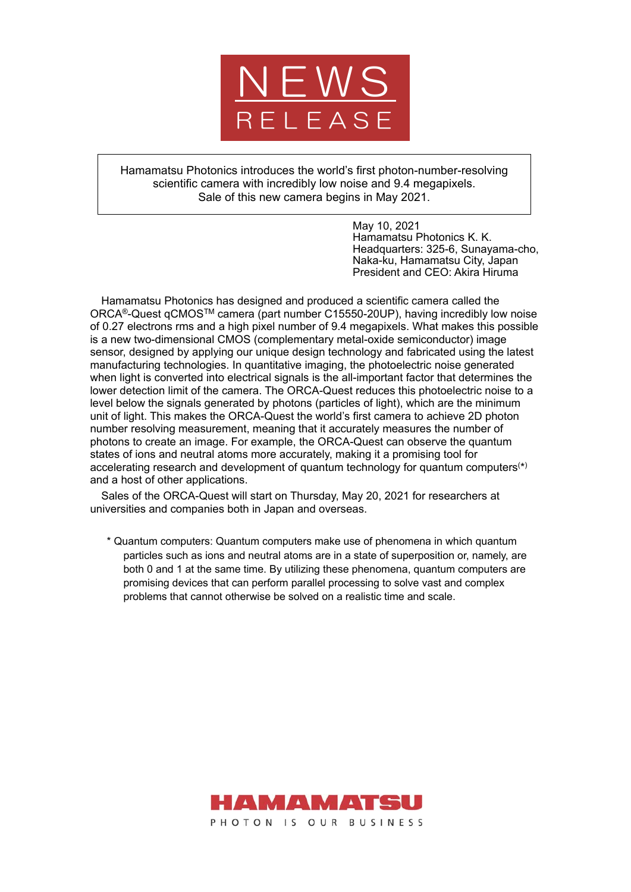# NEWS RELEASE

**Hamamatsu Photonics introduces the world's first photon-number-resolving scientific camera with incredibly low noise and 9.4 megapixels. Sale of this new camera begins in May 2021.**

May 10, 2021
Hamamatsu Photonics K. K.
Headquarters: 325-6, Sunayama-cho, Naka-ku, Hamamatsu City, Japan
President and CEO: Akira Hiruma

Hamamatsu Photonics has designed and produced a scientific camera called the ORCA®-Quest qCMOS™ camera (part number C15550-20UP), having incredibly low noise of 0.27 electrons rms and a high pixel number of 9.4 megapixels. What makes this possible is a new two-dimensional CMOS (complementary metal-oxide semiconductor) image sensor, designed by applying our unique design technology and fabricated using the latest manufacturing technologies. In quantitative imaging, the photoelectric noise generated when light is converted into electrical signals is the all-important factor that determines the lower detection limit of the camera. The ORCA-Quest reduces this photoelectric noise to a level below the signals generated by photons (particles of light), which are the minimum unit of light. This makes the ORCA-Quest the world's first camera to achieve 2D photon number resolving measurement, meaning that it accurately measures the number of photons to create an image. For example, the ORCA-Quest can observe the quantum states of ions and neutral atoms more accurately, making it a promising tool for accelerating research and development of quantum technology for quantum computers(*) and a host of other applications.

Sales of the ORCA-Quest will start on Thursday, May 20, 2021 for researchers at universities and companies both in Japan and overseas.

\* Quantum computers: Quantum computers make use of phenomena in which quantum particles such as ions and neutral atoms are in a state of superposition or, namely, are both 0 and 1 at the same time. By utilizing these phenomena, quantum computers are promising devices that can perform parallel processing to solve vast and complex problems that cannot otherwise be solved on a realistic time and scale.

HAMAMATSU
PHOTON IS OUR BUSINESS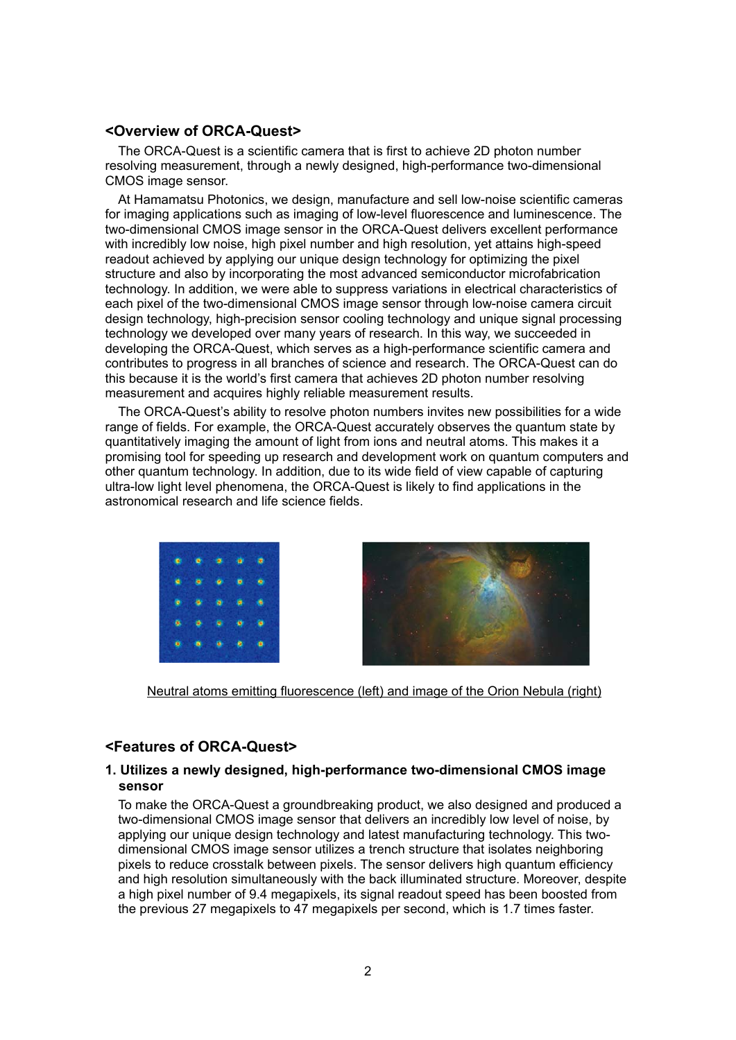## <Overview of ORCA-Quest>

The ORCA-Quest is a scientific camera that is first to achieve 2D photon number resolving measurement, through a newly designed, high-performance two-dimensional CMOS image sensor.

At Hamamatsu Photonics, we design, manufacture and sell low-noise scientific cameras for imaging applications such as imaging of low-level fluorescence and luminescence. The two-dimensional CMOS image sensor in the ORCA-Quest delivers excellent performance with incredibly low noise, high pixel number and high resolution, yet attains high-speed readout achieved by applying our unique design technology for optimizing the pixel structure and also by incorporating the most advanced semiconductor microfabrication technology. In addition, we were able to suppress variations in electrical characteristics of each pixel of the two-dimensional CMOS image sensor through low-noise camera circuit design technology, high-precision sensor cooling technology and unique signal processing technology we developed over many years of research. In this way, we succeeded in developing the ORCA-Quest, which serves as a high-performance scientific camera and contributes to progress in all branches of science and research. The ORCA-Quest can do this because it is the world's first camera that achieves 2D photon number resolving measurement and acquires highly reliable measurement results.

The ORCA-Quest's ability to resolve photon numbers invites new possibilities for a wide range of fields. For example, the ORCA-Quest accurately observes the quantum state by quantitatively imaging the amount of light from ions and neutral atoms. This makes it a promising tool for speeding up research and development work on quantum computers and other quantum technology. In addition, due to its wide field of view capable of capturing ultra-low light level phenomena, the ORCA-Quest is likely to find applications in the astronomical research and life science fields.

Neutral atoms emitting fluorescence (left) and image of the Orion Nebula (right)

## <Features of ORCA-Quest>

### 1. Utilizes a newly designed, high-performance two-dimensional CMOS image sensor

To make the ORCA-Quest a groundbreaking product, we also designed and produced a two-dimensional CMOS image sensor that delivers an incredibly low level of noise, by applying our unique design technology and latest manufacturing technology. This two-dimensional CMOS image sensor utilizes a trench structure that isolates neighboring pixels to reduce crosstalk between pixels. The sensor delivers high quantum efficiency and high resolution simultaneously with the back illuminated structure. Moreover, despite a high pixel number of 9.4 megapixels, its signal readout speed has been boosted from the previous 27 megapixels to 47 megapixels per second, which is 1.7 times faster.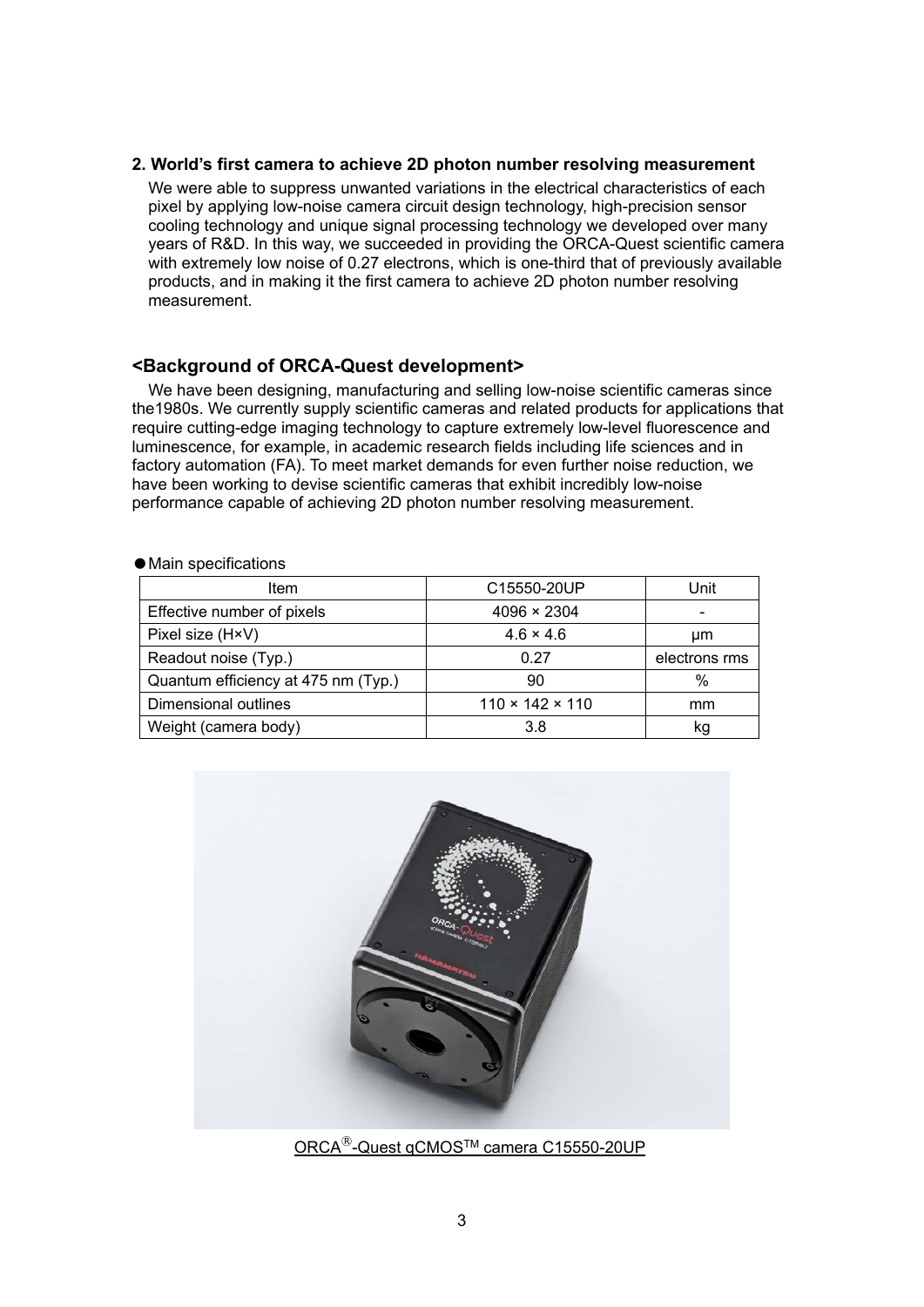### 2. World's first camera to achieve 2D photon number resolving measurement

We were able to suppress unwanted variations in the electrical characteristics of each pixel by applying low-noise camera circuit design technology, high-precision sensor cooling technology and unique signal processing technology we developed over many years of R&D. In this way, we succeeded in providing the ORCA-Quest scientific camera with extremely low noise of 0.27 electrons, which is one-third that of previously available products, and in making it the first camera to achieve 2D photon number resolving measurement.

## <Background of ORCA-Quest development>

We have been designing, manufacturing and selling low-noise scientific cameras since the1980s. We currently supply scientific cameras and related products for applications that require cutting-edge imaging technology to capture extremely low-level fluorescence and luminescence, for example, in academic research fields including life sciences and in factory automation (FA). To meet market demands for even further noise reduction, we have been working to devise scientific cameras that exhibit incredibly low-noise performance capable of achieving 2D photon number resolving measurement.

●Main specifications

| Item | C15550-20UP | Unit |
|---|---|---|
| Effective number of pixels | 4096 × 2304 | - |
| Pixel size (H×V) | 4.6 × 4.6 | μm |
| Readout noise (Typ.) | 0.27 | electrons rms |
| Quantum efficiency at 475 nm (Typ.) | 90 | % |
| Dimensional outlines | 110 × 142 × 110 | mm |
| Weight (camera body) | 3.8 | kg |

ORCA®-Quest qCMOS™ camera C15550-20UP